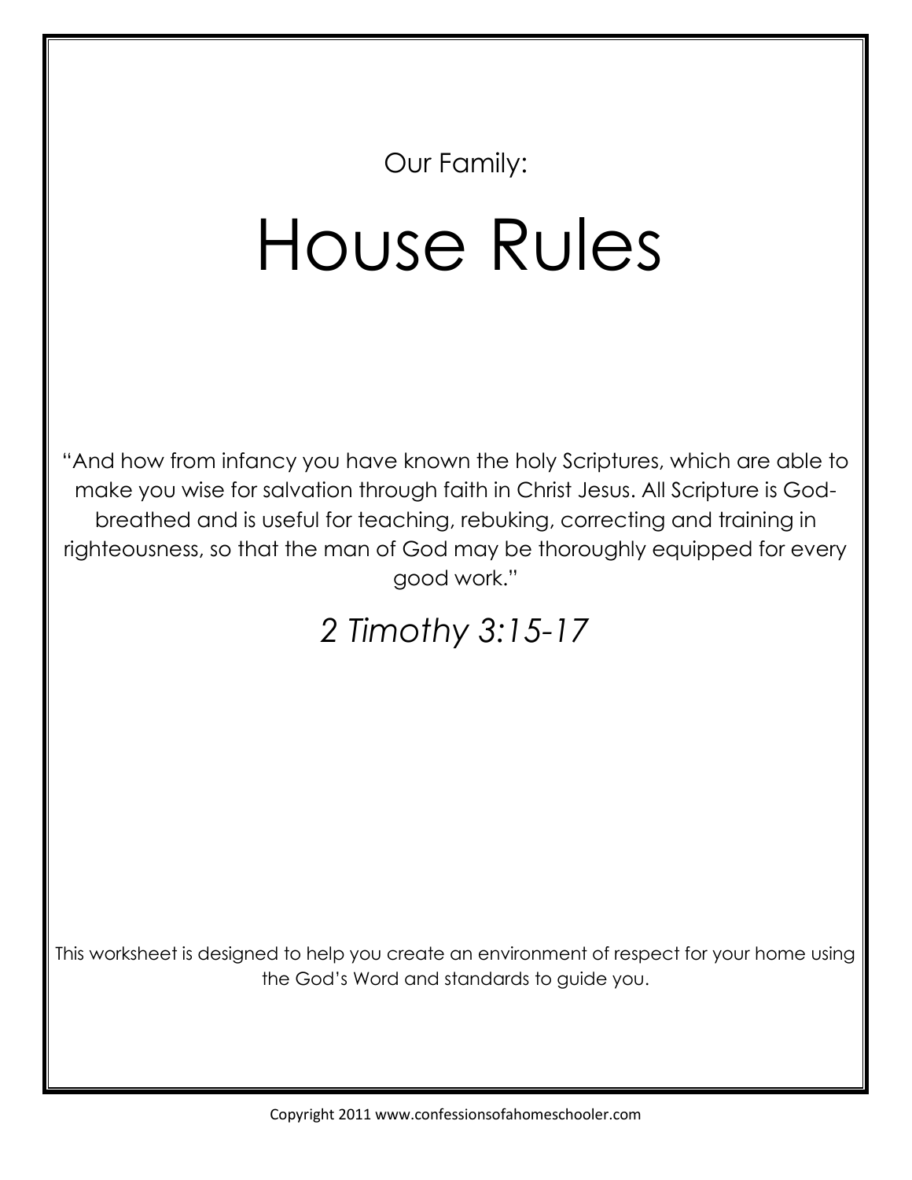Our Family:

# House Rules

"And how from infancy you have known the holy Scriptures, which are able to make you wise for salvation through faith in Christ Jesus. All Scripture is God-breathed and is useful for teaching, rebuking, correcting and training in righteousness, so that the man of God may be thoroughly equipped for every good work."

*2 Timothy 3:15-17*

This worksheet is designed to help you create an environment of respect for your home using the God's Word and standards to guide you.

Copyright 2011 www.confessionsofahomeschooler.com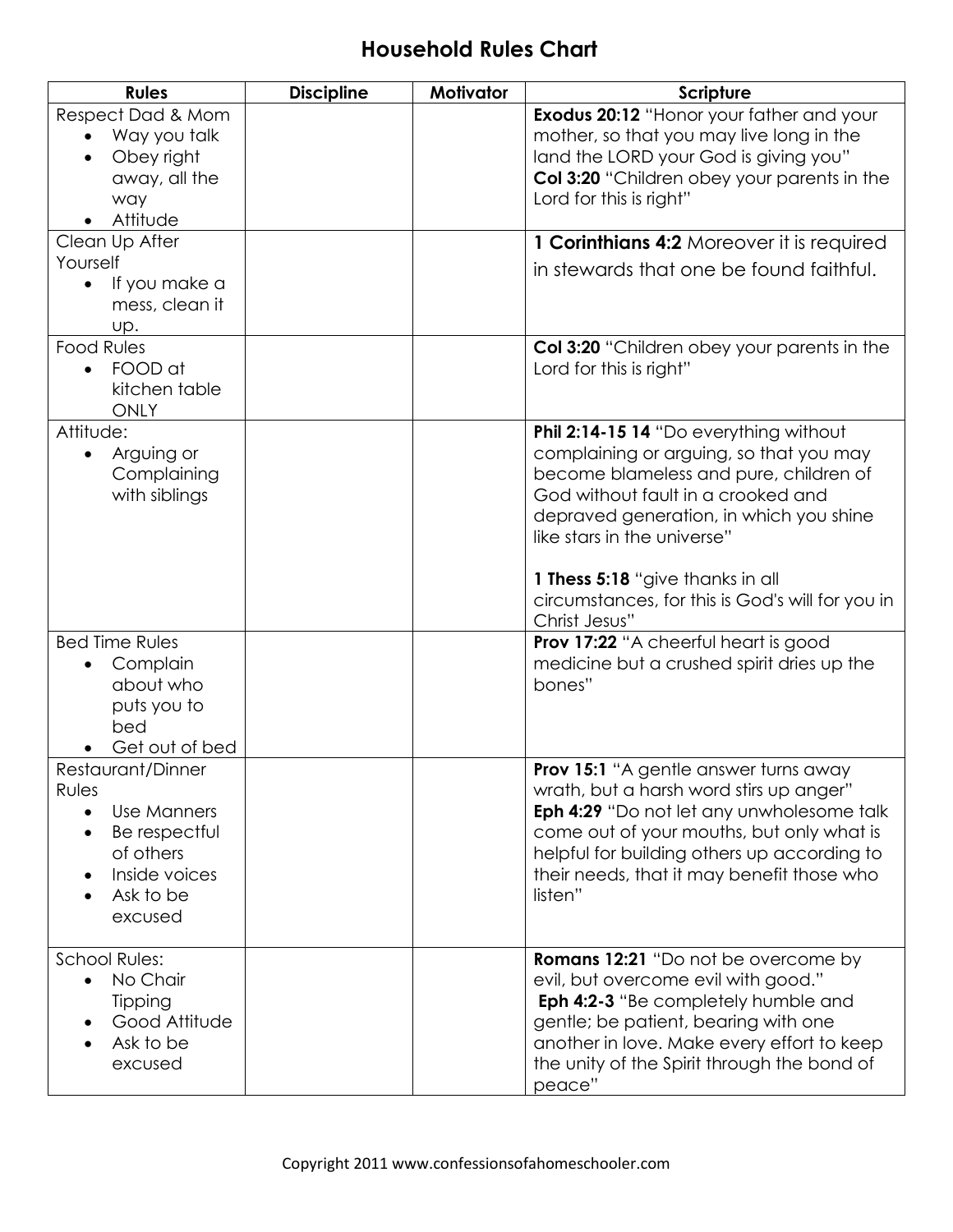# Household Rules Chart

| Rules | Discipline | Motivator | Scripture |
|---|---|---|---|
| Respect Dad & Mom<br>• Way you talk<br>• Obey right away, all the way<br>• Attitude | | | **Exodus 20:12** "Honor your father and your mother, so that you may live long in the land the LORD your God is giving you"<br>**Col 3:20** "Children obey your parents in the Lord for this is right" |
| Clean Up After Yourself<br>• If you make a mess, clean it up. | | | **1 Corinthians 4:2** Moreover it is required in stewards that one be found faithful. |
| Food Rules<br>• FOOD at kitchen table ONLY | | | **Col 3:20** "Children obey your parents in the Lord for this is right" |
| Attitude:<br>• Arguing or Complaining with siblings | | | **Phil 2:14-15 14** "Do everything without complaining or arguing, so that you may become blameless and pure, children of God without fault in a crooked and depraved generation, in which you shine like stars in the universe"<br><br>**1 Thess 5:18** "give thanks in all circumstances, for this is God's will for you in Christ Jesus" |
| Bed Time Rules<br>• Complain about who puts you to bed<br>• Get out of bed | | | **Prov 17:22** "A cheerful heart is good medicine but a crushed spirit dries up the bones" |
| Restaurant/Dinner Rules<br>• Use Manners<br>• Be respectful of others<br>• Inside voices<br>• Ask to be excused | | | **Prov 15:1** "A gentle answer turns away wrath, but a harsh word stirs up anger"<br>**Eph 4:29** "Do not let any unwholesome talk come out of your mouths, but only what is helpful for building others up according to their needs, that it may benefit those who listen" |
| School Rules:<br>• No Chair Tipping<br>• Good Attitude<br>• Ask to be excused | | | **Romans 12:21** "Do not be overcome by evil, but overcome evil with good."<br>**Eph 4:2-3** "Be completely humble and gentle; be patient, bearing with one another in love. Make every effort to keep the unity of the Spirit through the bond of peace" |

Copyright 2011 www.confessionsofahomeschooler.com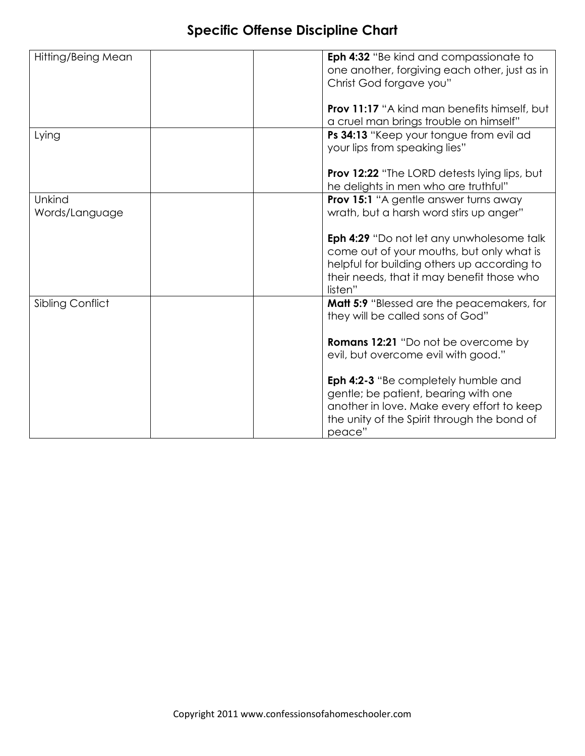# Specific Offense Discipline Chart

| | | | |
|---|---|---|---|
| Hitting/Being Mean | | | **Eph 4:32** "Be kind and compassionate to one another, forgiving each other, just as in Christ God forgave you"<br><br>**Prov 11:17** "A kind man benefits himself, but a cruel man brings trouble on himself" |
| Lying | | | **Ps 34:13** "Keep your tongue from evil ad your lips from speaking lies"<br><br>**Prov 12:22** "The LORD detests lying lips, but he delights in men who are truthful" |
| Unkind Words/Language | | | **Prov 15:1** "A gentle answer turns away wrath, but a harsh word stirs up anger"<br><br>**Eph 4:29** "Do not let any unwholesome talk come out of your mouths, but only what is helpful for building others up according to their needs, that it may benefit those who listen" |
| Sibling Conflict | | | **Matt 5:9** "Blessed are the peacemakers, for they will be called sons of God"<br><br>**Romans 12:21** "Do not be overcome by evil, but overcome evil with good."<br><br>**Eph 4:2-3** "Be completely humble and gentle; be patient, bearing with one another in love. Make every effort to keep the unity of the Spirit through the bond of peace" |

Copyright 2011 www.confessionsofahomeschooler.com